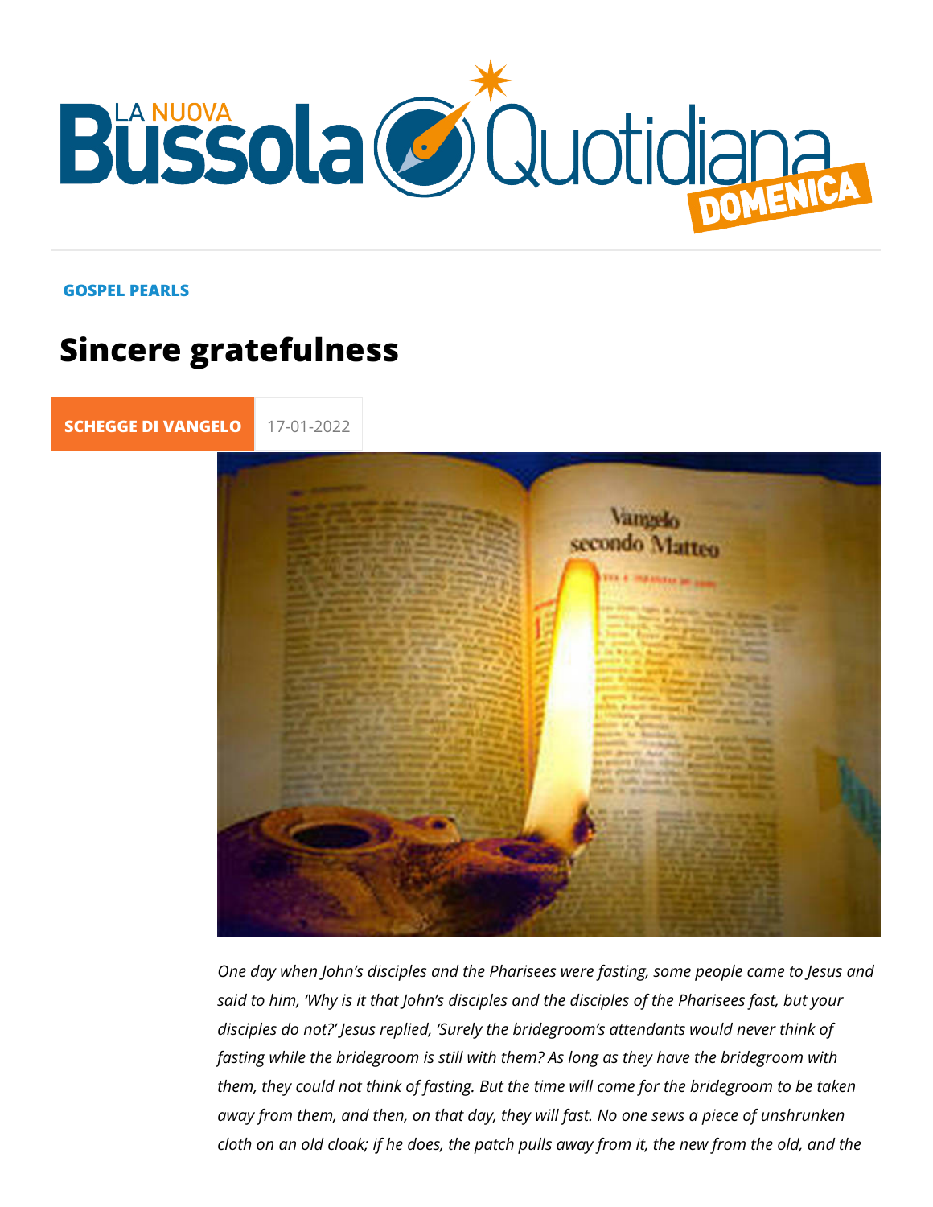GOSPEL PEARLS

# Sincere gratefulness

SCHEGGE DI VANGELO 17-01-2022

*One day when John's disciples and the Pharisees were fasting, some people came to Jesus and said to him, 'Why is it that John's disciples and the disciples of the Pharisees fast, but your disciples do not?' Jesus replied, 'Surely the bridegroom's attendants would never think of fasting while the bridegroom is still with them? As long as they have the bridegroom with them, they could not think of fasting. But the time will come for the bridegroom to be taken away from them, and then, on that day, they will fast. No one sews a piece of unshrunken cloth on an old cloak; if he does, the patch pulls away from it, the new from the old, and the*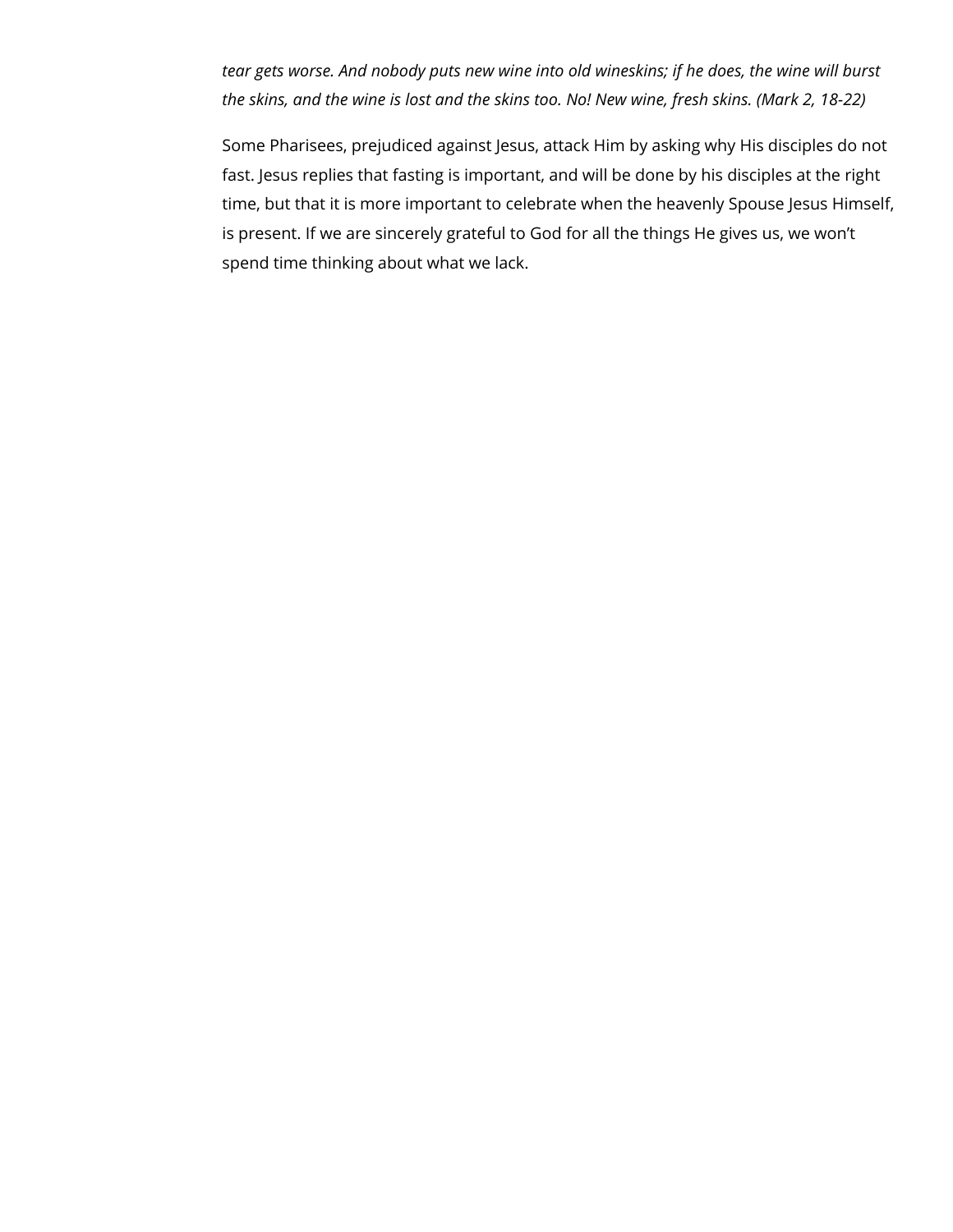*tear gets worse. And nobody puts new wine into old wineskins; if he does, the wine will burst the skins, and the wine is lost and the skins too. No! New wine, fresh skins. (Mark 2, 18-22)*

Some Pharisees, prejudiced against Jesus, attack Him by asking why His disciples do not fast. Jesus replies that fasting is important, and will be done by his disciples at the right time, but that it is more important to celebrate when the heavenly Spouse Jesus Himself, is present. If we are sincerely grateful to God for all the things He gives us, we won't spend time thinking about what we lack.